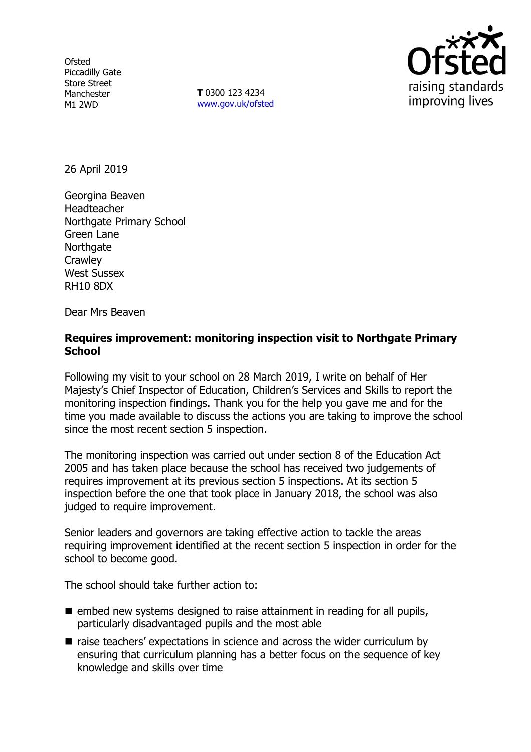Ofsted
Piccadilly Gate
Store Street
Manchester
M1 2WD

**T** 0300 123 4234
www.gov.uk/ofsted

26 April 2019

Georgina Beaven
Headteacher
Northgate Primary School
Green Lane
Northgate
Crawley
West Sussex
RH10 8DX

Dear Mrs Beaven

**Requires improvement: monitoring inspection visit to Northgate Primary School**

Following my visit to your school on 28 March 2019, I write on behalf of Her Majesty's Chief Inspector of Education, Children's Services and Skills to report the monitoring inspection findings. Thank you for the help you gave me and for the time you made available to discuss the actions you are taking to improve the school since the most recent section 5 inspection.

The monitoring inspection was carried out under section 8 of the Education Act 2005 and has taken place because the school has received two judgements of requires improvement at its previous section 5 inspections. At its section 5 inspection before the one that took place in January 2018, the school was also judged to require improvement.

Senior leaders and governors are taking effective action to tackle the areas requiring improvement identified at the recent section 5 inspection in order for the school to become good.

The school should take further action to:

- embed new systems designed to raise attainment in reading for all pupils, particularly disadvantaged pupils and the most able
- raise teachers' expectations in science and across the wider curriculum by ensuring that curriculum planning has a better focus on the sequence of key knowledge and skills over time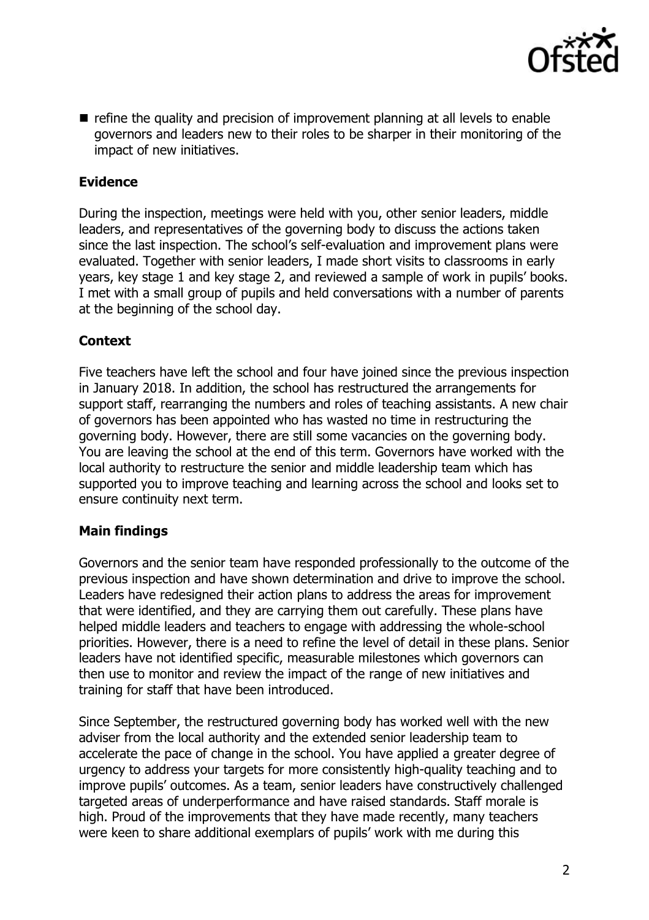- refine the quality and precision of improvement planning at all levels to enable governors and leaders new to their roles to be sharper in their monitoring of the impact of new initiatives.

**Evidence**

During the inspection, meetings were held with you, other senior leaders, middle leaders, and representatives of the governing body to discuss the actions taken since the last inspection. The school's self-evaluation and improvement plans were evaluated. Together with senior leaders, I made short visits to classrooms in early years, key stage 1 and key stage 2, and reviewed a sample of work in pupils' books. I met with a small group of pupils and held conversations with a number of parents at the beginning of the school day.

**Context**

Five teachers have left the school and four have joined since the previous inspection in January 2018. In addition, the school has restructured the arrangements for support staff, rearranging the numbers and roles of teaching assistants. A new chair of governors has been appointed who has wasted no time in restructuring the governing body. However, there are still some vacancies on the governing body. You are leaving the school at the end of this term. Governors have worked with the local authority to restructure the senior and middle leadership team which has supported you to improve teaching and learning across the school and looks set to ensure continuity next term.

**Main findings**

Governors and the senior team have responded professionally to the outcome of the previous inspection and have shown determination and drive to improve the school. Leaders have redesigned their action plans to address the areas for improvement that were identified, and they are carrying them out carefully. These plans have helped middle leaders and teachers to engage with addressing the whole-school priorities. However, there is a need to refine the level of detail in these plans. Senior leaders have not identified specific, measurable milestones which governors can then use to monitor and review the impact of the range of new initiatives and training for staff that have been introduced.

Since September, the restructured governing body has worked well with the new adviser from the local authority and the extended senior leadership team to accelerate the pace of change in the school. You have applied a greater degree of urgency to address your targets for more consistently high-quality teaching and to improve pupils' outcomes. As a team, senior leaders have constructively challenged targeted areas of underperformance and have raised standards. Staff morale is high. Proud of the improvements that they have made recently, many teachers were keen to share additional exemplars of pupils' work with me during this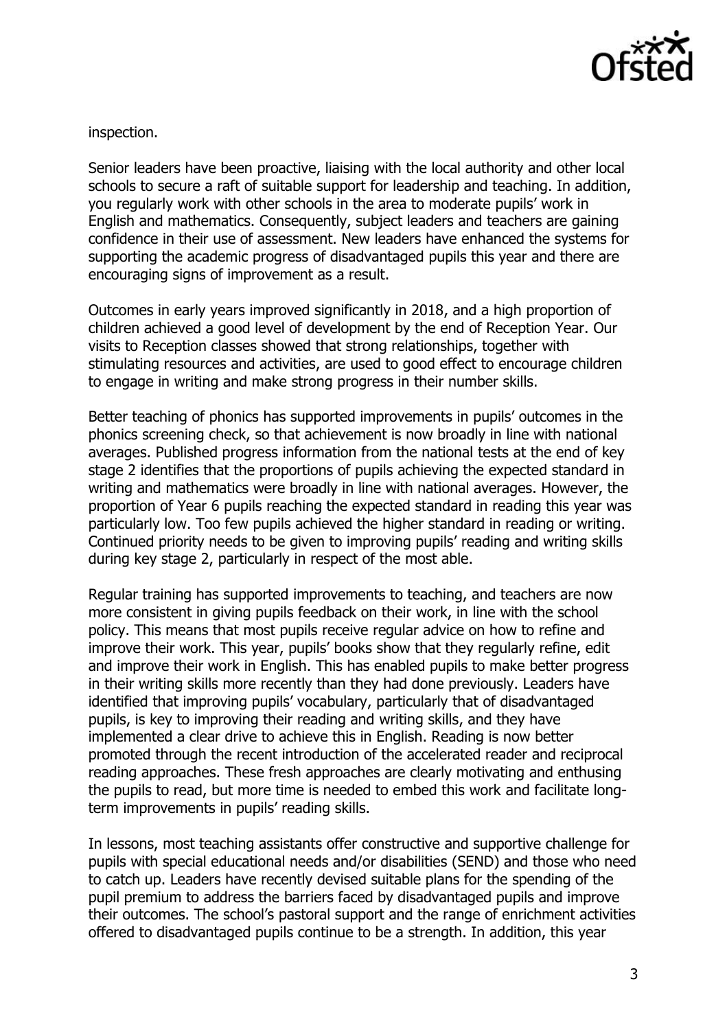inspection.

Senior leaders have been proactive, liaising with the local authority and other local schools to secure a raft of suitable support for leadership and teaching. In addition, you regularly work with other schools in the area to moderate pupils' work in English and mathematics. Consequently, subject leaders and teachers are gaining confidence in their use of assessment. New leaders have enhanced the systems for supporting the academic progress of disadvantaged pupils this year and there are encouraging signs of improvement as a result.

Outcomes in early years improved significantly in 2018, and a high proportion of children achieved a good level of development by the end of Reception Year. Our visits to Reception classes showed that strong relationships, together with stimulating resources and activities, are used to good effect to encourage children to engage in writing and make strong progress in their number skills.

Better teaching of phonics has supported improvements in pupils' outcomes in the phonics screening check, so that achievement is now broadly in line with national averages. Published progress information from the national tests at the end of key stage 2 identifies that the proportions of pupils achieving the expected standard in writing and mathematics were broadly in line with national averages. However, the proportion of Year 6 pupils reaching the expected standard in reading this year was particularly low. Too few pupils achieved the higher standard in reading or writing. Continued priority needs to be given to improving pupils' reading and writing skills during key stage 2, particularly in respect of the most able.

Regular training has supported improvements to teaching, and teachers are now more consistent in giving pupils feedback on their work, in line with the school policy. This means that most pupils receive regular advice on how to refine and improve their work. This year, pupils' books show that they regularly refine, edit and improve their work in English. This has enabled pupils to make better progress in their writing skills more recently than they had done previously. Leaders have identified that improving pupils' vocabulary, particularly that of disadvantaged pupils, is key to improving their reading and writing skills, and they have implemented a clear drive to achieve this in English. Reading is now better promoted through the recent introduction of the accelerated reader and reciprocal reading approaches. These fresh approaches are clearly motivating and enthusing the pupils to read, but more time is needed to embed this work and facilitate long-term improvements in pupils' reading skills.

In lessons, most teaching assistants offer constructive and supportive challenge for pupils with special educational needs and/or disabilities (SEND) and those who need to catch up. Leaders have recently devised suitable plans for the spending of the pupil premium to address the barriers faced by disadvantaged pupils and improve their outcomes. The school's pastoral support and the range of enrichment activities offered to disadvantaged pupils continue to be a strength. In addition, this year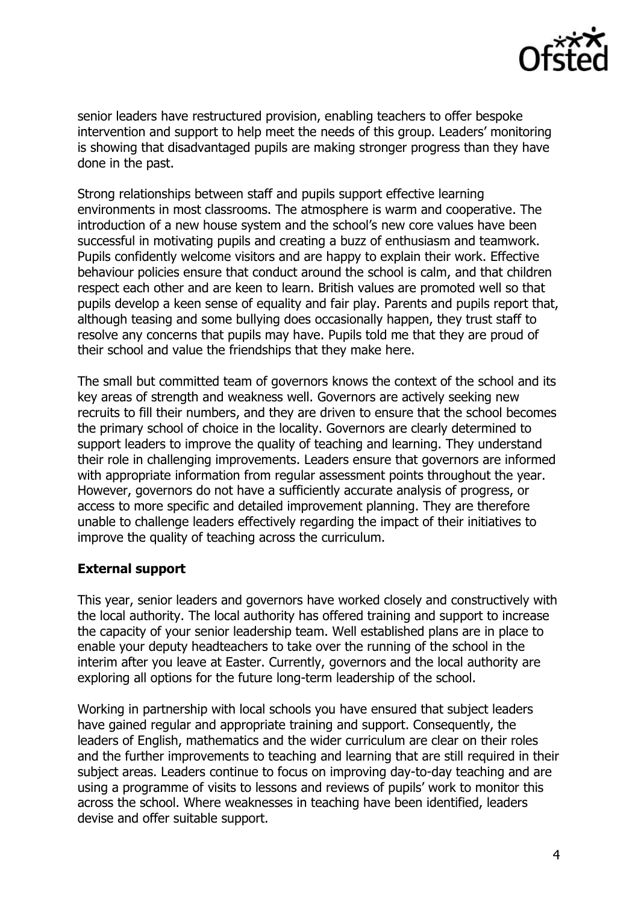senior leaders have restructured provision, enabling teachers to offer bespoke intervention and support to help meet the needs of this group. Leaders' monitoring is showing that disadvantaged pupils are making stronger progress than they have done in the past.

Strong relationships between staff and pupils support effective learning environments in most classrooms. The atmosphere is warm and cooperative. The introduction of a new house system and the school's new core values have been successful in motivating pupils and creating a buzz of enthusiasm and teamwork. Pupils confidently welcome visitors and are happy to explain their work. Effective behaviour policies ensure that conduct around the school is calm, and that children respect each other and are keen to learn. British values are promoted well so that pupils develop a keen sense of equality and fair play. Parents and pupils report that, although teasing and some bullying does occasionally happen, they trust staff to resolve any concerns that pupils may have. Pupils told me that they are proud of their school and value the friendships that they make here.

The small but committed team of governors knows the context of the school and its key areas of strength and weakness well. Governors are actively seeking new recruits to fill their numbers, and they are driven to ensure that the school becomes the primary school of choice in the locality. Governors are clearly determined to support leaders to improve the quality of teaching and learning. They understand their role in challenging improvements. Leaders ensure that governors are informed with appropriate information from regular assessment points throughout the year. However, governors do not have a sufficiently accurate analysis of progress, or access to more specific and detailed improvement planning. They are therefore unable to challenge leaders effectively regarding the impact of their initiatives to improve the quality of teaching across the curriculum.

**External support**

This year, senior leaders and governors have worked closely and constructively with the local authority. The local authority has offered training and support to increase the capacity of your senior leadership team. Well established plans are in place to enable your deputy headteachers to take over the running of the school in the interim after you leave at Easter. Currently, governors and the local authority are exploring all options for the future long-term leadership of the school.

Working in partnership with local schools you have ensured that subject leaders have gained regular and appropriate training and support. Consequently, the leaders of English, mathematics and the wider curriculum are clear on their roles and the further improvements to teaching and learning that are still required in their subject areas. Leaders continue to focus on improving day-to-day teaching and are using a programme of visits to lessons and reviews of pupils' work to monitor this across the school. Where weaknesses in teaching have been identified, leaders devise and offer suitable support.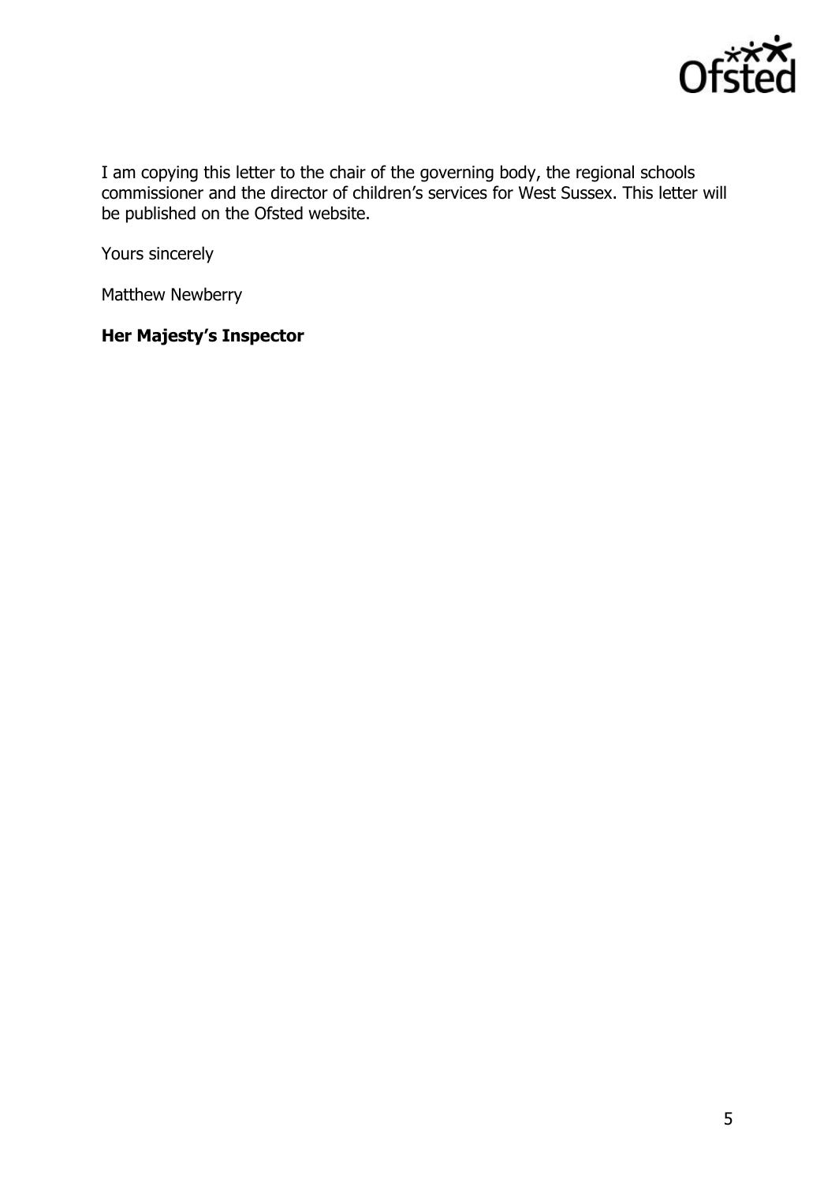I am copying this letter to the chair of the governing body, the regional schools commissioner and the director of children's services for West Sussex. This letter will be published on the Ofsted website.

Yours sincerely

Matthew Newberry

**Her Majesty's Inspector**